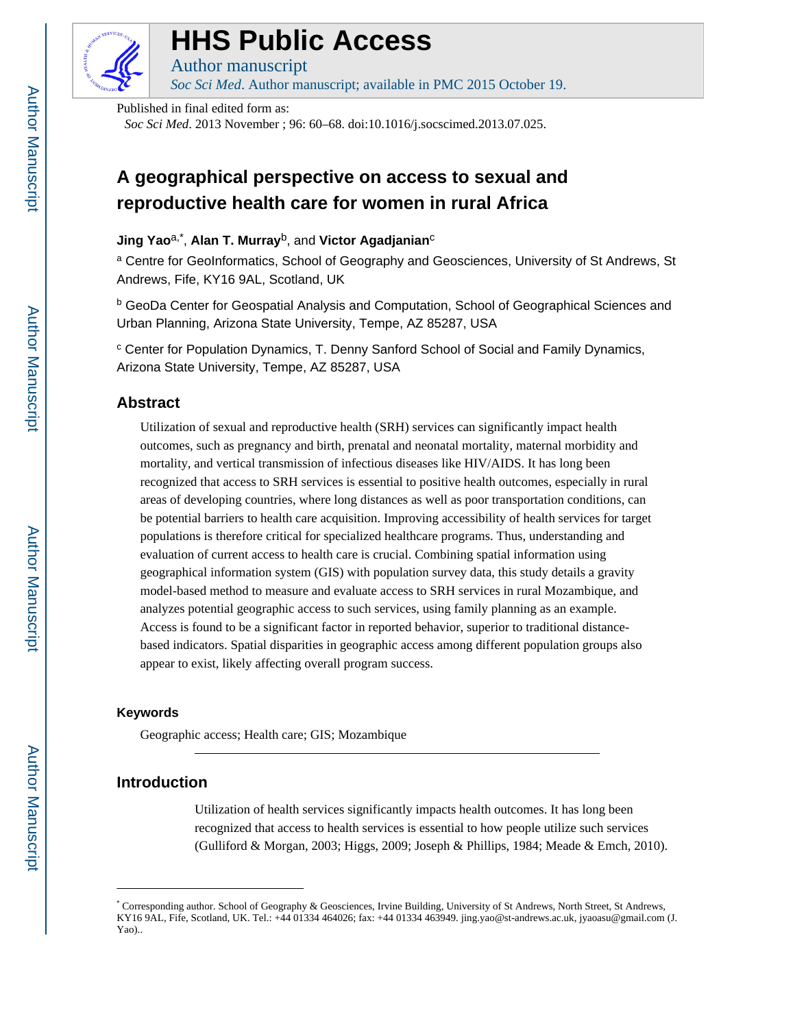# HHS Public Access

Author manuscript

*Soc Sci Med*. Author manuscript; available in PMC 2015 October 19.

Published in final edited form as:

*Soc Sci Med*. 2013 November ; 96: 60–68. doi:10.1016/j.socscimed.2013.07.025.

# A geographical perspective on access to sexual and reproductive health care for women in rural Africa

**Jing Yao**[a,*], **Alan T. Murray**[b], and **Victor Agadjanian**[c]

[a] Centre for GeoInformatics, School of Geography and Geosciences, University of St Andrews, St Andrews, Fife, KY16 9AL, Scotland, UK

[b] GeoDa Center for Geospatial Analysis and Computation, School of Geographical Sciences and Urban Planning, Arizona State University, Tempe, AZ 85287, USA

[c] Center for Population Dynamics, T. Denny Sanford School of Social and Family Dynamics, Arizona State University, Tempe, AZ 85287, USA

## Abstract

Utilization of sexual and reproductive health (SRH) services can significantly impact health outcomes, such as pregnancy and birth, prenatal and neonatal mortality, maternal morbidity and mortality, and vertical transmission of infectious diseases like HIV/AIDS. It has long been recognized that access to SRH services is essential to positive health outcomes, especially in rural areas of developing countries, where long distances as well as poor transportation conditions, can be potential barriers to health care acquisition. Improving accessibility of health services for target populations is therefore critical for specialized healthcare programs. Thus, understanding and evaluation of current access to health care is crucial. Combining spatial information using geographical information system (GIS) with population survey data, this study details a gravity model-based method to measure and evaluate access to SRH services in rural Mozambique, and analyzes potential geographic access to such services, using family planning as an example. Access is found to be a significant factor in reported behavior, superior to traditional distance-based indicators. Spatial disparities in geographic access among different population groups also appear to exist, likely affecting overall program success.

### Keywords

Geographic access; Health care; GIS; Mozambique

## Introduction

Utilization of health services significantly impacts health outcomes. It has long been recognized that access to health services is essential to how people utilize such services (Gulliford & Morgan, 2003; Higgs, 2009; Joseph & Phillips, 1984; Meade & Emch, 2010).

---

* Corresponding author. School of Geography & Geosciences, Irvine Building, University of St Andrews, North Street, St Andrews, KY16 9AL, Fife, Scotland, UK. Tel.: +44 01334 464026; fax: +44 01334 463949. jing.yao@st-andrews.ac.uk, jyaoasu@gmail.com (J. Yao)..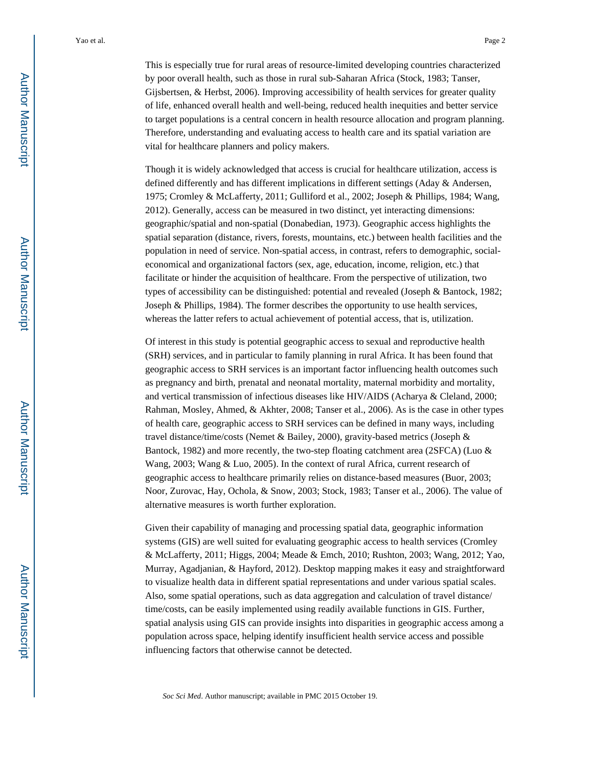This is especially true for rural areas of resource-limited developing countries characterized by poor overall health, such as those in rural sub-Saharan Africa (Stock, 1983; Tanser, Gijsbertsen, & Herbst, 2006). Improving accessibility of health services for greater quality of life, enhanced overall health and well-being, reduced health inequities and better service to target populations is a central concern in health resource allocation and program planning. Therefore, understanding and evaluating access to health care and its spatial variation are vital for healthcare planners and policy makers.

Though it is widely acknowledged that access is crucial for healthcare utilization, access is defined differently and has different implications in different settings (Aday & Andersen, 1975; Cromley & McLafferty, 2011; Gulliford et al., 2002; Joseph & Phillips, 1984; Wang, 2012). Generally, access can be measured in two distinct, yet interacting dimensions: geographic/spatial and non-spatial (Donabedian, 1973). Geographic access highlights the spatial separation (distance, rivers, forests, mountains, etc.) between health facilities and the population in need of service. Non-spatial access, in contrast, refers to demographic, social-economical and organizational factors (sex, age, education, income, religion, etc.) that facilitate or hinder the acquisition of healthcare. From the perspective of utilization, two types of accessibility can be distinguished: potential and revealed (Joseph & Bantock, 1982; Joseph & Phillips, 1984). The former describes the opportunity to use health services, whereas the latter refers to actual achievement of potential access, that is, utilization.

Of interest in this study is potential geographic access to sexual and reproductive health (SRH) services, and in particular to family planning in rural Africa. It has been found that geographic access to SRH services is an important factor influencing health outcomes such as pregnancy and birth, prenatal and neonatal mortality, maternal morbidity and mortality, and vertical transmission of infectious diseases like HIV/AIDS (Acharya & Cleland, 2000; Rahman, Mosley, Ahmed, & Akhter, 2008; Tanser et al., 2006). As is the case in other types of health care, geographic access to SRH services can be defined in many ways, including travel distance/time/costs (Nemet & Bailey, 2000), gravity-based metrics (Joseph & Bantock, 1982) and more recently, the two-step floating catchment area (2SFCA) (Luo & Wang, 2003; Wang & Luo, 2005). In the context of rural Africa, current research of geographic access to healthcare primarily relies on distance-based measures (Buor, 2003; Noor, Zurovac, Hay, Ochola, & Snow, 2003; Stock, 1983; Tanser et al., 2006). The value of alternative measures is worth further exploration.

Given their capability of managing and processing spatial data, geographic information systems (GIS) are well suited for evaluating geographic access to health services (Cromley & McLafferty, 2011; Higgs, 2004; Meade & Emch, 2010; Rushton, 2003; Wang, 2012; Yao, Murray, Agadjanian, & Hayford, 2012). Desktop mapping makes it easy and straightforward to visualize health data in different spatial representations and under various spatial scales. Also, some spatial operations, such as data aggregation and calculation of travel distance/time/costs, can be easily implemented using readily available functions in GIS. Further, spatial analysis using GIS can provide insights into disparities in geographic access among a population across space, helping identify insufficient health service access and possible influencing factors that otherwise cannot be detected.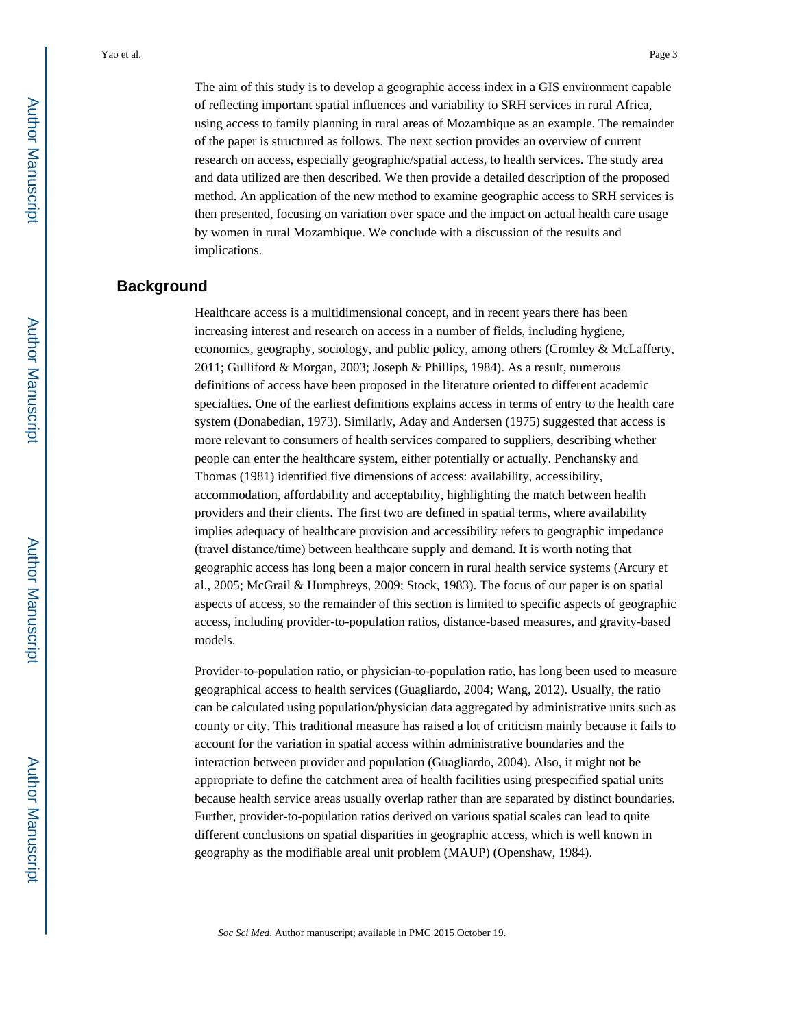The aim of this study is to develop a geographic access index in a GIS environment capable of reflecting important spatial influences and variability to SRH services in rural Africa, using access to family planning in rural areas of Mozambique as an example. The remainder of the paper is structured as follows. The next section provides an overview of current research on access, especially geographic/spatial access, to health services. The study area and data utilized are then described. We then provide a detailed description of the proposed method. An application of the new method to examine geographic access to SRH services is then presented, focusing on variation over space and the impact on actual health care usage by women in rural Mozambique. We conclude with a discussion of the results and implications.

## Background

Healthcare access is a multidimensional concept, and in recent years there has been increasing interest and research on access in a number of fields, including hygiene, economics, geography, sociology, and public policy, among others (Cromley & McLafferty, 2011; Gulliford & Morgan, 2003; Joseph & Phillips, 1984). As a result, numerous definitions of access have been proposed in the literature oriented to different academic specialties. One of the earliest definitions explains access in terms of entry to the health care system (Donabedian, 1973). Similarly, Aday and Andersen (1975) suggested that access is more relevant to consumers of health services compared to suppliers, describing whether people can enter the healthcare system, either potentially or actually. Penchansky and Thomas (1981) identified five dimensions of access: availability, accessibility, accommodation, affordability and acceptability, highlighting the match between health providers and their clients. The first two are defined in spatial terms, where availability implies adequacy of healthcare provision and accessibility refers to geographic impedance (travel distance/time) between healthcare supply and demand. It is worth noting that geographic access has long been a major concern in rural health service systems (Arcury et al., 2005; McGrail & Humphreys, 2009; Stock, 1983). The focus of our paper is on spatial aspects of access, so the remainder of this section is limited to specific aspects of geographic access, including provider-to-population ratios, distance-based measures, and gravity-based models.

Provider-to-population ratio, or physician-to-population ratio, has long been used to measure geographical access to health services (Guagliardo, 2004; Wang, 2012). Usually, the ratio can be calculated using population/physician data aggregated by administrative units such as county or city. This traditional measure has raised a lot of criticism mainly because it fails to account for the variation in spatial access within administrative boundaries and the interaction between provider and population (Guagliardo, 2004). Also, it might not be appropriate to define the catchment area of health facilities using prespecified spatial units because health service areas usually overlap rather than are separated by distinct boundaries. Further, provider-to-population ratios derived on various spatial scales can lead to quite different conclusions on spatial disparities in geographic access, which is well known in geography as the modifiable areal unit problem (MAUP) (Openshaw, 1984).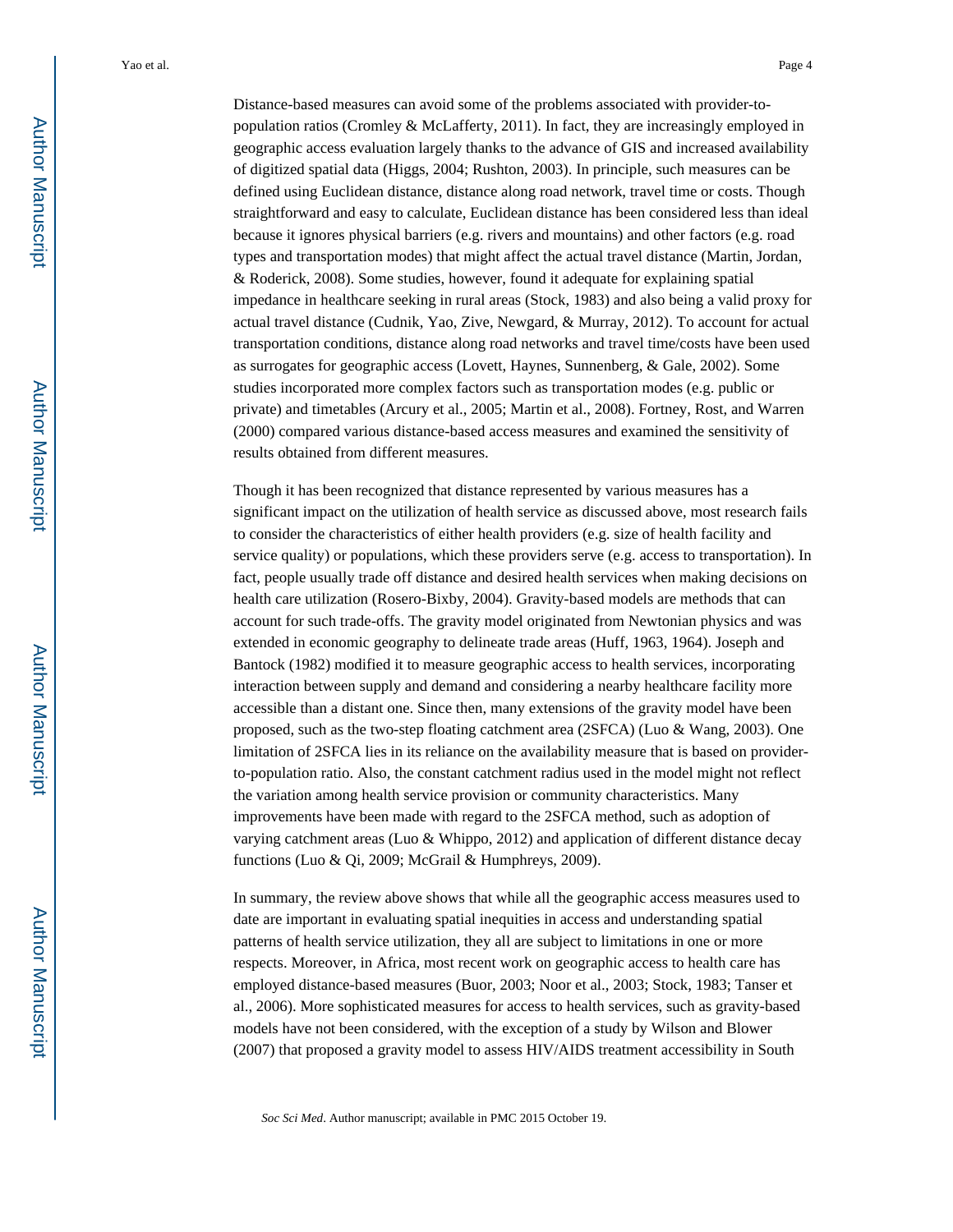Distance-based measures can avoid some of the problems associated with provider-to-population ratios (Cromley & McLafferty, 2011). In fact, they are increasingly employed in geographic access evaluation largely thanks to the advance of GIS and increased availability of digitized spatial data (Higgs, 2004; Rushton, 2003). In principle, such measures can be defined using Euclidean distance, distance along road network, travel time or costs. Though straightforward and easy to calculate, Euclidean distance has been considered less than ideal because it ignores physical barriers (e.g. rivers and mountains) and other factors (e.g. road types and transportation modes) that might affect the actual travel distance (Martin, Jordan, & Roderick, 2008). Some studies, however, found it adequate for explaining spatial impedance in healthcare seeking in rural areas (Stock, 1983) and also being a valid proxy for actual travel distance (Cudnik, Yao, Zive, Newgard, & Murray, 2012). To account for actual transportation conditions, distance along road networks and travel time/costs have been used as surrogates for geographic access (Lovett, Haynes, Sunnenberg, & Gale, 2002). Some studies incorporated more complex factors such as transportation modes (e.g. public or private) and timetables (Arcury et al., 2005; Martin et al., 2008). Fortney, Rost, and Warren (2000) compared various distance-based access measures and examined the sensitivity of results obtained from different measures.

Though it has been recognized that distance represented by various measures has a significant impact on the utilization of health service as discussed above, most research fails to consider the characteristics of either health providers (e.g. size of health facility and service quality) or populations, which these providers serve (e.g. access to transportation). In fact, people usually trade off distance and desired health services when making decisions on health care utilization (Rosero-Bixby, 2004). Gravity-based models are methods that can account for such trade-offs. The gravity model originated from Newtonian physics and was extended in economic geography to delineate trade areas (Huff, 1963, 1964). Joseph and Bantock (1982) modified it to measure geographic access to health services, incorporating interaction between supply and demand and considering a nearby healthcare facility more accessible than a distant one. Since then, many extensions of the gravity model have been proposed, such as the two-step floating catchment area (2SFCA) (Luo & Wang, 2003). One limitation of 2SFCA lies in its reliance on the availability measure that is based on provider-to-population ratio. Also, the constant catchment radius used in the model might not reflect the variation among health service provision or community characteristics. Many improvements have been made with regard to the 2SFCA method, such as adoption of varying catchment areas (Luo & Whippo, 2012) and application of different distance decay functions (Luo & Qi, 2009; McGrail & Humphreys, 2009).

In summary, the review above shows that while all the geographic access measures used to date are important in evaluating spatial inequities in access and understanding spatial patterns of health service utilization, they all are subject to limitations in one or more respects. Moreover, in Africa, most recent work on geographic access to health care has employed distance-based measures (Buor, 2003; Noor et al., 2003; Stock, 1983; Tanser et al., 2006). More sophisticated measures for access to health services, such as gravity-based models have not been considered, with the exception of a study by Wilson and Blower (2007) that proposed a gravity model to assess HIV/AIDS treatment accessibility in South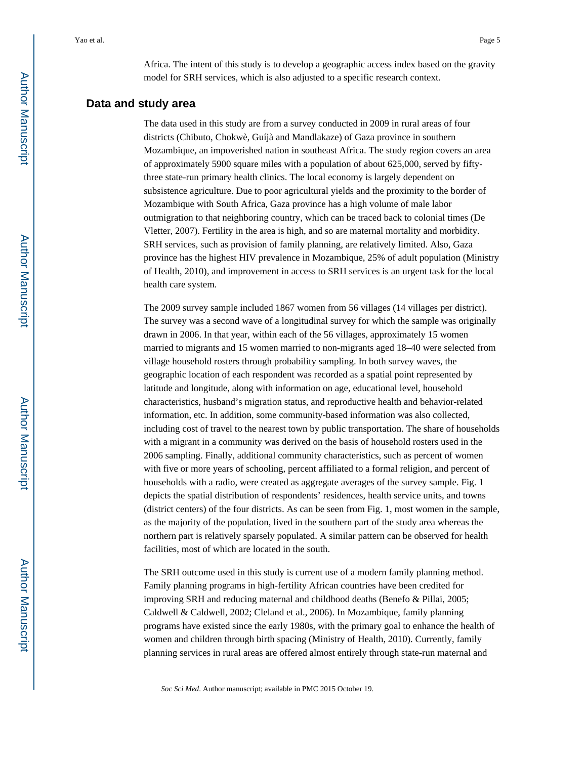Africa. The intent of this study is to develop a geographic access index based on the gravity model for SRH services, which is also adjusted to a specific research context.

## Data and study area

The data used in this study are from a survey conducted in 2009 in rural areas of four districts (Chibuto, Chokwè, Guíjà and Mandlakaze) of Gaza province in southern Mozambique, an impoverished nation in southeast Africa. The study region covers an area of approximately 5900 square miles with a population of about 625,000, served by fifty-three state-run primary health clinics. The local economy is largely dependent on subsistence agriculture. Due to poor agricultural yields and the proximity to the border of Mozambique with South Africa, Gaza province has a high volume of male labor outmigration to that neighboring country, which can be traced back to colonial times (De Vletter, 2007). Fertility in the area is high, and so are maternal mortality and morbidity. SRH services, such as provision of family planning, are relatively limited. Also, Gaza province has the highest HIV prevalence in Mozambique, 25% of adult population (Ministry of Health, 2010), and improvement in access to SRH services is an urgent task for the local health care system.

The 2009 survey sample included 1867 women from 56 villages (14 villages per district). The survey was a second wave of a longitudinal survey for which the sample was originally drawn in 2006. In that year, within each of the 56 villages, approximately 15 women married to migrants and 15 women married to non-migrants aged 18–40 were selected from village household rosters through probability sampling. In both survey waves, the geographic location of each respondent was recorded as a spatial point represented by latitude and longitude, along with information on age, educational level, household characteristics, husband's migration status, and reproductive health and behavior-related information, etc. In addition, some community-based information was also collected, including cost of travel to the nearest town by public transportation. The share of households with a migrant in a community was derived on the basis of household rosters used in the 2006 sampling. Finally, additional community characteristics, such as percent of women with five or more years of schooling, percent affiliated to a formal religion, and percent of households with a radio, were created as aggregate averages of the survey sample. Fig. 1 depicts the spatial distribution of respondents' residences, health service units, and towns (district centers) of the four districts. As can be seen from Fig. 1, most women in the sample, as the majority of the population, lived in the southern part of the study area whereas the northern part is relatively sparsely populated. A similar pattern can be observed for health facilities, most of which are located in the south.

The SRH outcome used in this study is current use of a modern family planning method. Family planning programs in high-fertility African countries have been credited for improving SRH and reducing maternal and childhood deaths (Benefo & Pillai, 2005; Caldwell & Caldwell, 2002; Cleland et al., 2006). In Mozambique, family planning programs have existed since the early 1980s, with the primary goal to enhance the health of women and children through birth spacing (Ministry of Health, 2010). Currently, family planning services in rural areas are offered almost entirely through state-run maternal and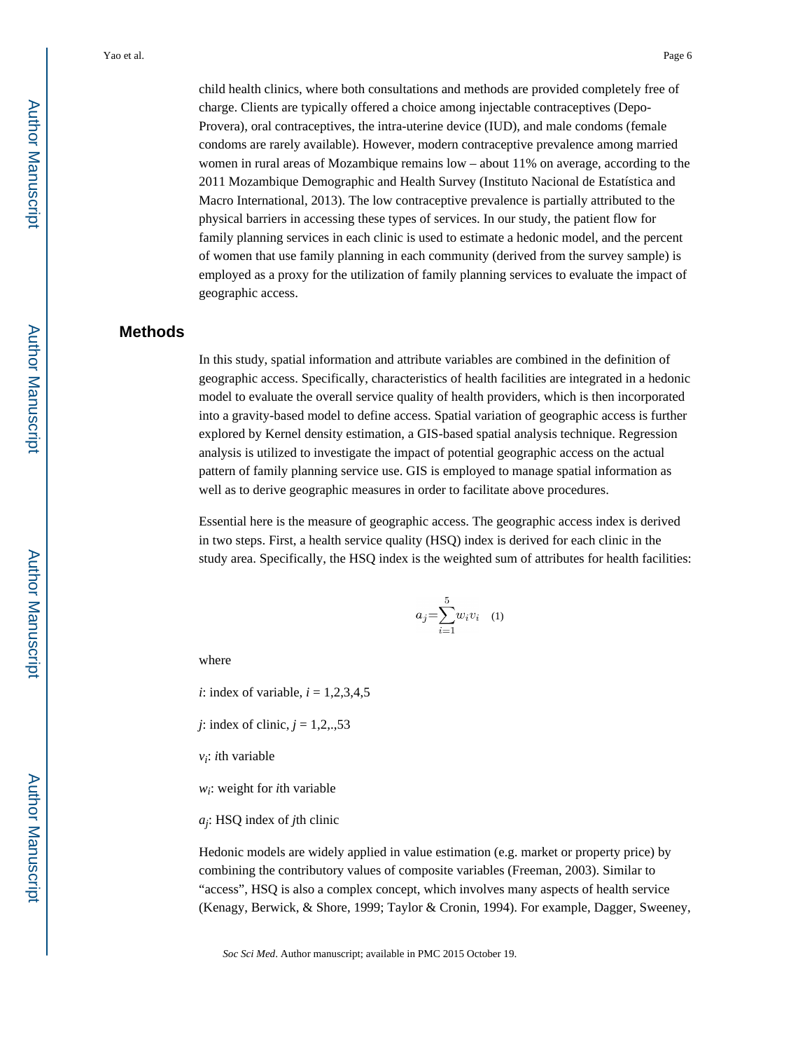child health clinics, where both consultations and methods are provided completely free of charge. Clients are typically offered a choice among injectable contraceptives (Depo-Provera), oral contraceptives, the intra-uterine device (IUD), and male condoms (female condoms are rarely available). However, modern contraceptive prevalence among married women in rural areas of Mozambique remains low – about 11% on average, according to the 2011 Mozambique Demographic and Health Survey (Instituto Nacional de Estatística and Macro International, 2013). The low contraceptive prevalence is partially attributed to the physical barriers in accessing these types of services. In our study, the patient flow for family planning services in each clinic is used to estimate a hedonic model, and the percent of women that use family planning in each community (derived from the survey sample) is employed as a proxy for the utilization of family planning services to evaluate the impact of geographic access.

## Methods

In this study, spatial information and attribute variables are combined in the definition of geographic access. Specifically, characteristics of health facilities are integrated in a hedonic model to evaluate the overall service quality of health providers, which is then incorporated into a gravity-based model to define access. Spatial variation of geographic access is further explored by Kernel density estimation, a GIS-based spatial analysis technique. Regression analysis is utilized to investigate the impact of potential geographic access on the actual pattern of family planning service use. GIS is employed to manage spatial information as well as to derive geographic measures in order to facilitate above procedures.

Essential here is the measure of geographic access. The geographic access index is derived in two steps. First, a health service quality (HSQ) index is derived for each clinic in the study area. Specifically, the HSQ index is the weighted sum of attributes for health facilities:

$$a_j = \sum_{i=1}^{5} w_i v_i \quad (1)$$

where

$i$: index of variable, $i$ = 1,2,3,4,5

$j$: index of clinic, $j$ = 1,2,.,53

$v_i$: $i$th variable

$w_i$: weight for $i$th variable

$a_j$: HSQ index of $j$th clinic

Hedonic models are widely applied in value estimation (e.g. market or property price) by combining the contributory values of composite variables (Freeman, 2003). Similar to "access", HSQ is also a complex concept, which involves many aspects of health service (Kenagy, Berwick, & Shore, 1999; Taylor & Cronin, 1994). For example, Dagger, Sweeney,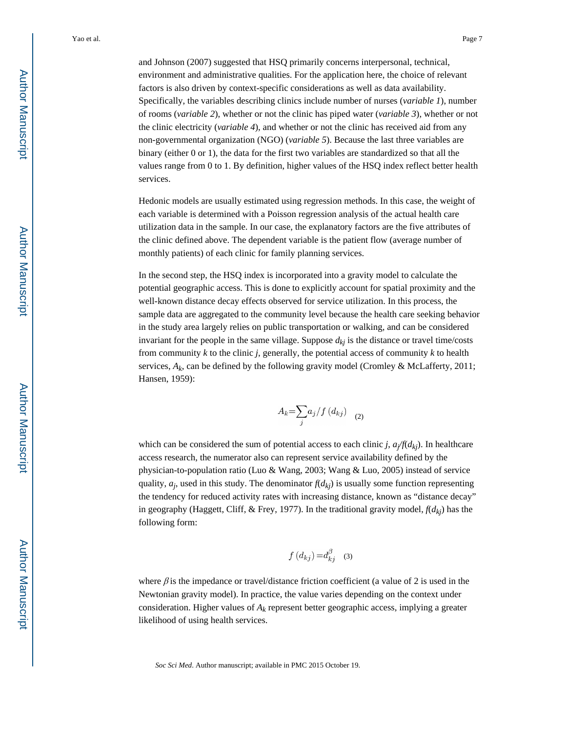and Johnson (2007) suggested that HSQ primarily concerns interpersonal, technical, environment and administrative qualities. For the application here, the choice of relevant factors is also driven by context-specific considerations as well as data availability. Specifically, the variables describing clinics include number of nurses (*variable 1*), number of rooms (*variable 2*), whether or not the clinic has piped water (*variable 3*), whether or not the clinic electricity (*variable 4*), and whether or not the clinic has received aid from any non-governmental organization (NGO) (*variable 5*). Because the last three variables are binary (either 0 or 1), the data for the first two variables are standardized so that all the values range from 0 to 1. By definition, higher values of the HSQ index reflect better health services.

Hedonic models are usually estimated using regression methods. In this case, the weight of each variable is determined with a Poisson regression analysis of the actual health care utilization data in the sample. In our case, the explanatory factors are the five attributes of the clinic defined above. The dependent variable is the patient flow (average number of monthly patients) of each clinic for family planning services.

In the second step, the HSQ index is incorporated into a gravity model to calculate the potential geographic access. This is done to explicitly account for spatial proximity and the well-known distance decay effects observed for service utilization. In this process, the sample data are aggregated to the community level because the health care seeking behavior in the study area largely relies on public transportation or walking, and can be considered invariant for the people in the same village. Suppose $d_{kj}$ is the distance or travel time/costs from community $k$ to the clinic $j$, generally, the potential access of community $k$ to health services, $A_k$, can be defined by the following gravity model (Cromley & McLafferty, 2011; Hansen, 1959):

$$A_k = \sum_j a_j / f(d_{kj}) \quad (2)$$

which can be considered the sum of potential access to each clinic $j$, $a_j/f(d_{kj})$. In healthcare access research, the numerator also can represent service availability defined by the physician-to-population ratio (Luo & Wang, 2003; Wang & Luo, 2005) instead of service quality, $a_j$, used in this study. The denominator $f(d_{kj})$ is usually some function representing the tendency for reduced activity rates with increasing distance, known as "distance decay" in geography (Haggett, Cliff, & Frey, 1977). In the traditional gravity model, $f(d_{kj})$ has the following form:

$$f(d_{kj}) = d_{kj}^{\beta} \quad (3)$$

where $\beta$ is the impedance or travel/distance friction coefficient (a value of 2 is used in the Newtonian gravity model). In practice, the value varies depending on the context under consideration. Higher values of $A_k$ represent better geographic access, implying a greater likelihood of using health services.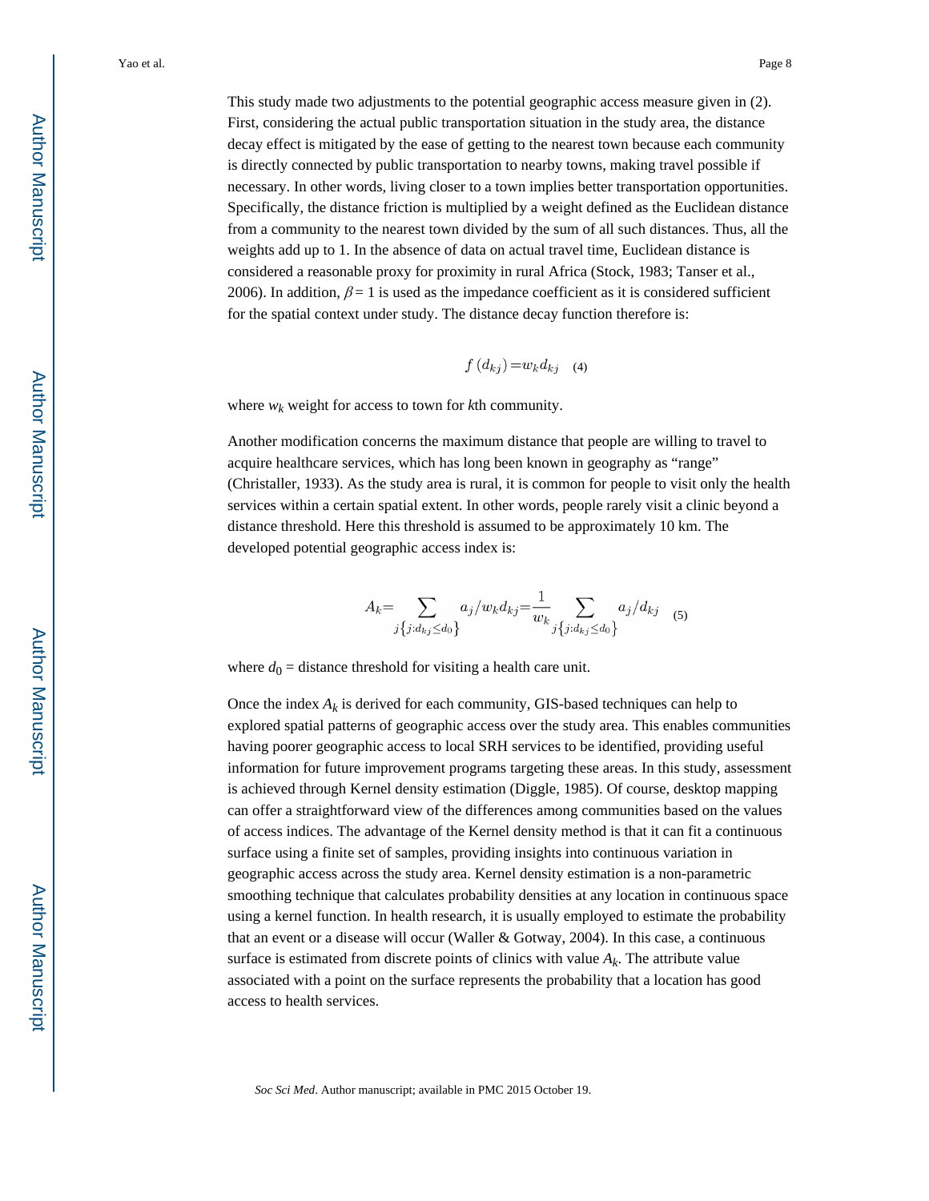This study made two adjustments to the potential geographic access measure given in (2). First, considering the actual public transportation situation in the study area, the distance decay effect is mitigated by the ease of getting to the nearest town because each community is directly connected by public transportation to nearby towns, making travel possible if necessary. In other words, living closer to a town implies better transportation opportunities. Specifically, the distance friction is multiplied by a weight defined as the Euclidean distance from a community to the nearest town divided by the sum of all such distances. Thus, all the weights add up to 1. In the absence of data on actual travel time, Euclidean distance is considered a reasonable proxy for proximity in rural Africa (Stock, 1983; Tanser et al., 2006). In addition, $\beta = 1$ is used as the impedance coefficient as it is considered sufficient for the spatial context under study. The distance decay function therefore is:

$$f(d_{kj}) = w_k d_{kj} \quad (4)$$

where $w_k$ weight for access to town for $k$th community.

Another modification concerns the maximum distance that people are willing to travel to acquire healthcare services, which has long been known in geography as "range" (Christaller, 1933). As the study area is rural, it is common for people to visit only the health services within a certain spatial extent. In other words, people rarely visit a clinic beyond a distance threshold. Here this threshold is assumed to be approximately 10 km. The developed potential geographic access index is:

$$A_k = \sum_{j\{j:d_{kj} \leq d_0\}} a_j / w_k d_{kj} = \frac{1}{w_k} \sum_{j\{j:d_{kj} \leq d_0\}} a_j / d_{kj} \quad (5)$$

where $d_0$ = distance threshold for visiting a health care unit.

Once the index $A_k$ is derived for each community, GIS-based techniques can help to explored spatial patterns of geographic access over the study area. This enables communities having poorer geographic access to local SRH services to be identified, providing useful information for future improvement programs targeting these areas. In this study, assessment is achieved through Kernel density estimation (Diggle, 1985). Of course, desktop mapping can offer a straightforward view of the differences among communities based on the values of access indices. The advantage of the Kernel density method is that it can fit a continuous surface using a finite set of samples, providing insights into continuous variation in geographic access across the study area. Kernel density estimation is a non-parametric smoothing technique that calculates probability densities at any location in continuous space using a kernel function. In health research, it is usually employed to estimate the probability that an event or a disease will occur (Waller & Gotway, 2004). In this case, a continuous surface is estimated from discrete points of clinics with value $A_k$. The attribute value associated with a point on the surface represents the probability that a location has good access to health services.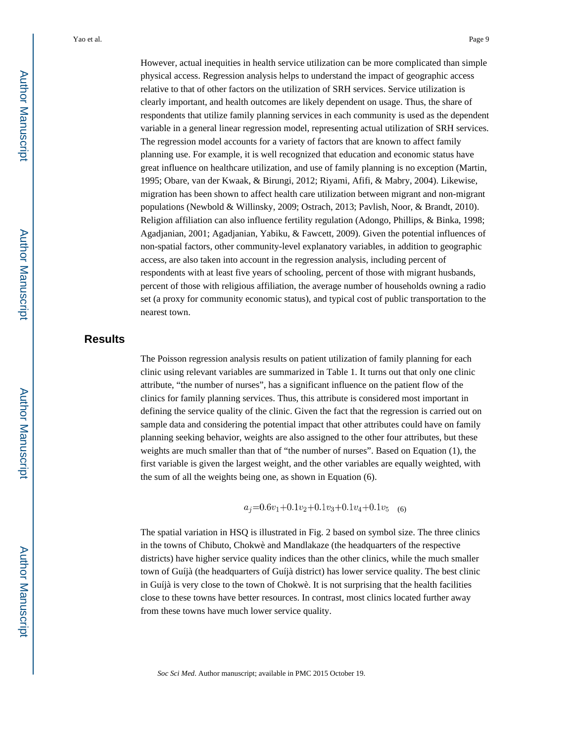However, actual inequities in health service utilization can be more complicated than simple physical access. Regression analysis helps to understand the impact of geographic access relative to that of other factors on the utilization of SRH services. Service utilization is clearly important, and health outcomes are likely dependent on usage. Thus, the share of respondents that utilize family planning services in each community is used as the dependent variable in a general linear regression model, representing actual utilization of SRH services. The regression model accounts for a variety of factors that are known to affect family planning use. For example, it is well recognized that education and economic status have great influence on healthcare utilization, and use of family planning is no exception (Martin, 1995; Obare, van der Kwaak, & Birungi, 2012; Riyami, Afifi, & Mabry, 2004). Likewise, migration has been shown to affect health care utilization between migrant and non-migrant populations (Newbold & Willinsky, 2009; Ostrach, 2013; Pavlish, Noor, & Brandt, 2010). Religion affiliation can also influence fertility regulation (Adongo, Phillips, & Binka, 1998; Agadjanian, 2001; Agadjanian, Yabiku, & Fawcett, 2009). Given the potential influences of non-spatial factors, other community-level explanatory variables, in addition to geographic access, are also taken into account in the regression analysis, including percent of respondents with at least five years of schooling, percent of those with migrant husbands, percent of those with religious affiliation, the average number of households owning a radio set (a proxy for community economic status), and typical cost of public transportation to the nearest town.

## Results

The Poisson regression analysis results on patient utilization of family planning for each clinic using relevant variables are summarized in Table 1. It turns out that only one clinic attribute, "the number of nurses", has a significant influence on the patient flow of the clinics for family planning services. Thus, this attribute is considered most important in defining the service quality of the clinic. Given the fact that the regression is carried out on sample data and considering the potential impact that other attributes could have on family planning seeking behavior, weights are also assigned to the other four attributes, but these weights are much smaller than that of "the number of nurses". Based on Equation (1), the first variable is given the largest weight, and the other variables are equally weighted, with the sum of all the weights being one, as shown in Equation (6).

$$a_j = 0.6v_1 + 0.1v_2 + 0.1v_3 + 0.1v_4 + 0.1v_5 \quad (6)$$

The spatial variation in HSQ is illustrated in Fig. 2 based on symbol size. The three clinics in the towns of Chibuto, Chokwè and Mandlakaze (the headquarters of the respective districts) have higher service quality indices than the other clinics, while the much smaller town of Guíjà (the headquarters of Guíjà district) has lower service quality. The best clinic in Guíjà is very close to the town of Chokwè. It is not surprising that the health facilities close to these towns have better resources. In contrast, most clinics located further away from these towns have much lower service quality.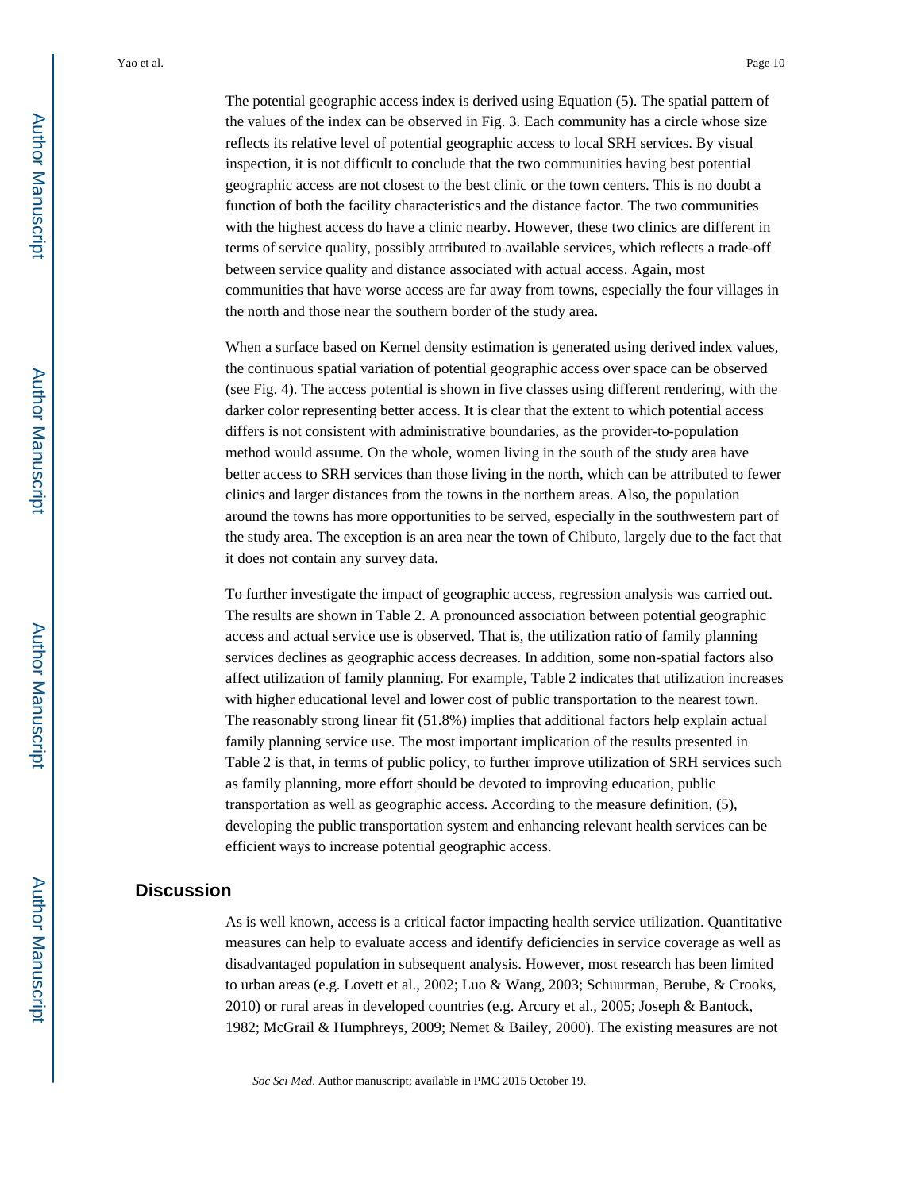The potential geographic access index is derived using Equation (5). The spatial pattern of the values of the index can be observed in Fig. 3. Each community has a circle whose size reflects its relative level of potential geographic access to local SRH services. By visual inspection, it is not difficult to conclude that the two communities having best potential geographic access are not closest to the best clinic or the town centers. This is no doubt a function of both the facility characteristics and the distance factor. The two communities with the highest access do have a clinic nearby. However, these two clinics are different in terms of service quality, possibly attributed to available services, which reflects a trade-off between service quality and distance associated with actual access. Again, most communities that have worse access are far away from towns, especially the four villages in the north and those near the southern border of the study area.

When a surface based on Kernel density estimation is generated using derived index values, the continuous spatial variation of potential geographic access over space can be observed (see Fig. 4). The access potential is shown in five classes using different rendering, with the darker color representing better access. It is clear that the extent to which potential access differs is not consistent with administrative boundaries, as the provider-to-population method would assume. On the whole, women living in the south of the study area have better access to SRH services than those living in the north, which can be attributed to fewer clinics and larger distances from the towns in the northern areas. Also, the population around the towns has more opportunities to be served, especially in the southwestern part of the study area. The exception is an area near the town of Chibuto, largely due to the fact that it does not contain any survey data.

To further investigate the impact of geographic access, regression analysis was carried out. The results are shown in Table 2. A pronounced association between potential geographic access and actual service use is observed. That is, the utilization ratio of family planning services declines as geographic access decreases. In addition, some non-spatial factors also affect utilization of family planning. For example, Table 2 indicates that utilization increases with higher educational level and lower cost of public transportation to the nearest town. The reasonably strong linear fit (51.8%) implies that additional factors help explain actual family planning service use. The most important implication of the results presented in Table 2 is that, in terms of public policy, to further improve utilization of SRH services such as family planning, more effort should be devoted to improving education, public transportation as well as geographic access. According to the measure definition, (5), developing the public transportation system and enhancing relevant health services can be efficient ways to increase potential geographic access.

## Discussion

As is well known, access is a critical factor impacting health service utilization. Quantitative measures can help to evaluate access and identify deficiencies in service coverage as well as disadvantaged population in subsequent analysis. However, most research has been limited to urban areas (e.g. Lovett et al., 2002; Luo & Wang, 2003; Schuurman, Berube, & Crooks, 2010) or rural areas in developed countries (e.g. Arcury et al., 2005; Joseph & Bantock, 1982; McGrail & Humphreys, 2009; Nemet & Bailey, 2000). The existing measures are not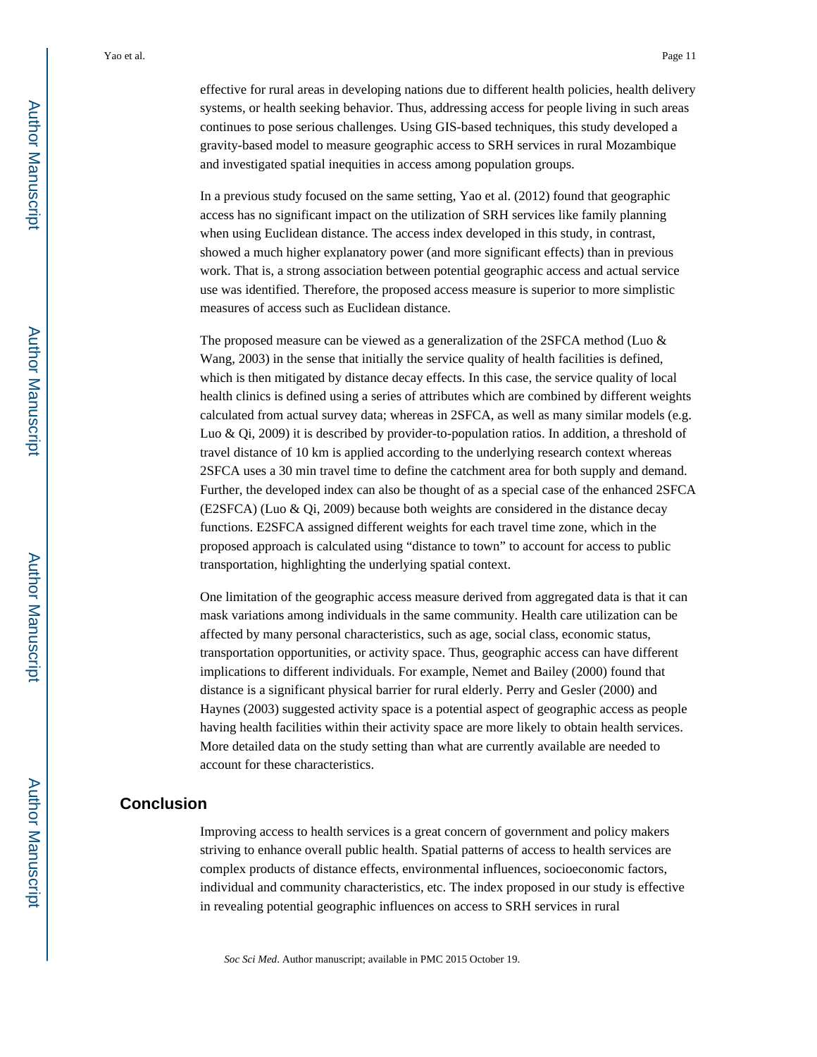effective for rural areas in developing nations due to different health policies, health delivery systems, or health seeking behavior. Thus, addressing access for people living in such areas continues to pose serious challenges. Using GIS-based techniques, this study developed a gravity-based model to measure geographic access to SRH services in rural Mozambique and investigated spatial inequities in access among population groups.

In a previous study focused on the same setting, Yao et al. (2012) found that geographic access has no significant impact on the utilization of SRH services like family planning when using Euclidean distance. The access index developed in this study, in contrast, showed a much higher explanatory power (and more significant effects) than in previous work. That is, a strong association between potential geographic access and actual service use was identified. Therefore, the proposed access measure is superior to more simplistic measures of access such as Euclidean distance.

The proposed measure can be viewed as a generalization of the 2SFCA method (Luo & Wang, 2003) in the sense that initially the service quality of health facilities is defined, which is then mitigated by distance decay effects. In this case, the service quality of local health clinics is defined using a series of attributes which are combined by different weights calculated from actual survey data; whereas in 2SFCA, as well as many similar models (e.g. Luo & Qi, 2009) it is described by provider-to-population ratios. In addition, a threshold of travel distance of 10 km is applied according to the underlying research context whereas 2SFCA uses a 30 min travel time to define the catchment area for both supply and demand. Further, the developed index can also be thought of as a special case of the enhanced 2SFCA (E2SFCA) (Luo & Qi, 2009) because both weights are considered in the distance decay functions. E2SFCA assigned different weights for each travel time zone, which in the proposed approach is calculated using “distance to town” to account for access to public transportation, highlighting the underlying spatial context.

One limitation of the geographic access measure derived from aggregated data is that it can mask variations among individuals in the same community. Health care utilization can be affected by many personal characteristics, such as age, social class, economic status, transportation opportunities, or activity space. Thus, geographic access can have different implications to different individuals. For example, Nemet and Bailey (2000) found that distance is a significant physical barrier for rural elderly. Perry and Gesler (2000) and Haynes (2003) suggested activity space is a potential aspect of geographic access as people having health facilities within their activity space are more likely to obtain health services. More detailed data on the study setting than what are currently available are needed to account for these characteristics.

## Conclusion

Improving access to health services is a great concern of government and policy makers striving to enhance overall public health. Spatial patterns of access to health services are complex products of distance effects, environmental influences, socioeconomic factors, individual and community characteristics, etc. The index proposed in our study is effective in revealing potential geographic influences on access to SRH services in rural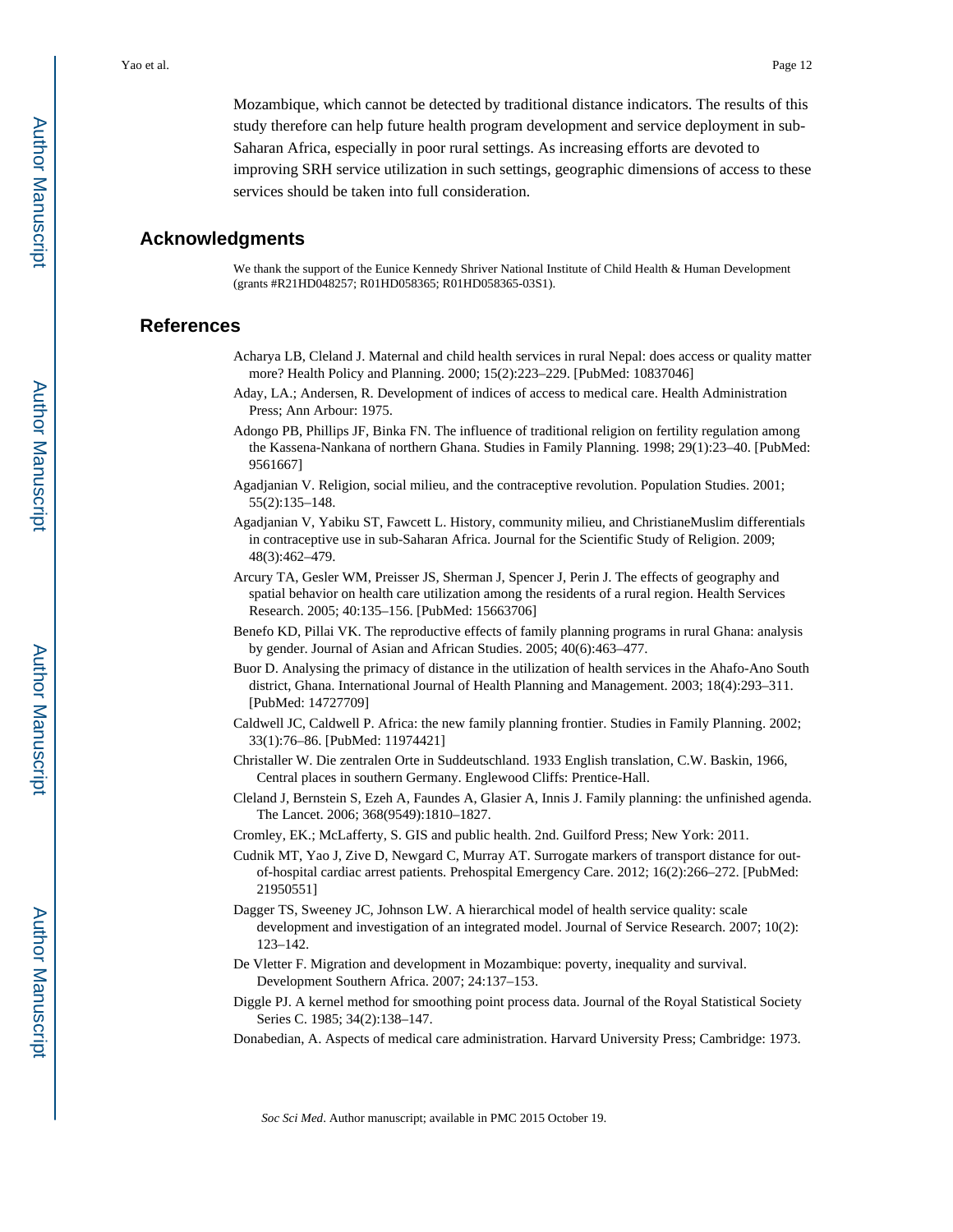Mozambique, which cannot be detected by traditional distance indicators. The results of this study therefore can help future health program development and service deployment in sub-Saharan Africa, especially in poor rural settings. As increasing efforts are devoted to improving SRH service utilization in such settings, geographic dimensions of access to these services should be taken into full consideration.

## Acknowledgments

We thank the support of the Eunice Kennedy Shriver National Institute of Child Health & Human Development (grants #R21HD048257; R01HD058365; R01HD058365-03S1).

## References

Acharya LB, Cleland J. Maternal and child health services in rural Nepal: does access or quality matter more? Health Policy and Planning. 2000; 15(2):223–229. [PubMed: 10837046]

Aday, LA.; Andersen, R. Development of indices of access to medical care. Health Administration Press; Ann Arbour: 1975.

Adongo PB, Phillips JF, Binka FN. The influence of traditional religion on fertility regulation among the Kassena-Nankana of northern Ghana. Studies in Family Planning. 1998; 29(1):23–40. [PubMed: 9561667]

Agadjanian V. Religion, social milieu, and the contraceptive revolution. Population Studies. 2001; 55(2):135–148.

Agadjanian V, Yabiku ST, Fawcett L. History, community milieu, and ChristianeMuslim differentials in contraceptive use in sub-Saharan Africa. Journal for the Scientific Study of Religion. 2009; 48(3):462–479.

Arcury TA, Gesler WM, Preisser JS, Sherman J, Spencer J, Perin J. The effects of geography and spatial behavior on health care utilization among the residents of a rural region. Health Services Research. 2005; 40:135–156. [PubMed: 15663706]

Benefo KD, Pillai VK. The reproductive effects of family planning programs in rural Ghana: analysis by gender. Journal of Asian and African Studies. 2005; 40(6):463–477.

Buor D. Analysing the primacy of distance in the utilization of health services in the Ahafo-Ano South district, Ghana. International Journal of Health Planning and Management. 2003; 18(4):293–311. [PubMed: 14727709]

Caldwell JC, Caldwell P. Africa: the new family planning frontier. Studies in Family Planning. 2002; 33(1):76–86. [PubMed: 11974421]

Christaller W. Die zentralen Orte in Suddeutschland. 1933 English translation, C.W. Baskin, 1966, Central places in southern Germany. Englewood Cliffs: Prentice-Hall.

Cleland J, Bernstein S, Ezeh A, Faundes A, Glasier A, Innis J. Family planning: the unfinished agenda. The Lancet. 2006; 368(9549):1810–1827.

Cromley, EK.; McLafferty, S. GIS and public health. 2nd. Guilford Press; New York: 2011.

Cudnik MT, Yao J, Zive D, Newgard C, Murray AT. Surrogate markers of transport distance for out-of-hospital cardiac arrest patients. Prehospital Emergency Care. 2012; 16(2):266–272. [PubMed: 21950551]

Dagger TS, Sweeney JC, Johnson LW. A hierarchical model of health service quality: scale development and investigation of an integrated model. Journal of Service Research. 2007; 10(2): 123–142.

De Vletter F. Migration and development in Mozambique: poverty, inequality and survival. Development Southern Africa. 2007; 24:137–153.

Diggle PJ. A kernel method for smoothing point process data. Journal of the Royal Statistical Society Series C. 1985; 34(2):138–147.

Donabedian, A. Aspects of medical care administration. Harvard University Press; Cambridge: 1973.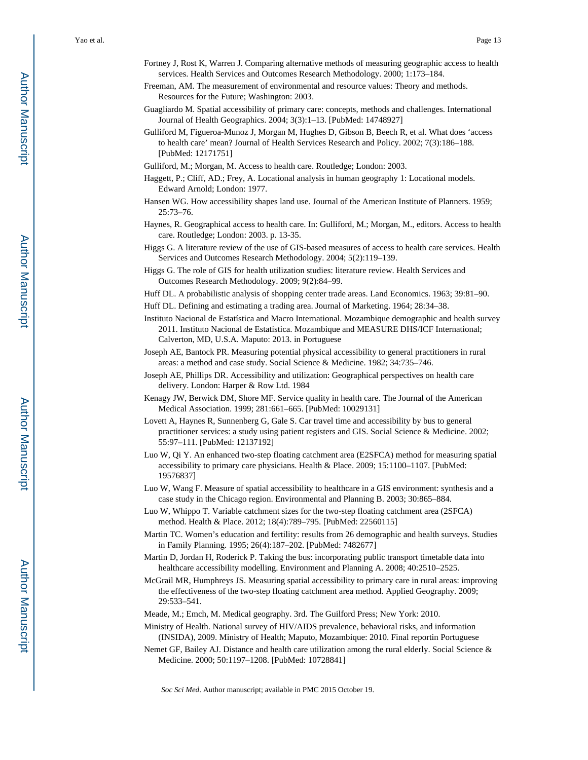Fortney J, Rost K, Warren J. Comparing alternative methods of measuring geographic access to health services. Health Services and Outcomes Research Methodology. 2000; 1:173–184.

Freeman, AM. The measurement of environmental and resource values: Theory and methods. Resources for the Future; Washington: 2003.

Guagliardo M. Spatial accessibility of primary care: concepts, methods and challenges. International Journal of Health Geographics. 2004; 3(3):1–13. [PubMed: 14748927]

Gulliford M, Figueroa-Munoz J, Morgan M, Hughes D, Gibson B, Beech R, et al. What does 'access to health care' mean? Journal of Health Services Research and Policy. 2002; 7(3):186–188. [PubMed: 12171751]

Gulliford, M.; Morgan, M. Access to health care. Routledge; London: 2003.

Haggett, P.; Cliff, AD.; Frey, A. Locational analysis in human geography 1: Locational models. Edward Arnold; London: 1977.

Hansen WG. How accessibility shapes land use. Journal of the American Institute of Planners. 1959; 25:73–76.

Haynes, R. Geographical access to health care. In: Gulliford, M.; Morgan, M., editors. Access to health care. Routledge; London: 2003. p. 13-35.

Higgs G. A literature review of the use of GIS-based measures of access to health care services. Health Services and Outcomes Research Methodology. 2004; 5(2):119–139.

Higgs G. The role of GIS for health utilization studies: literature review. Health Services and Outcomes Research Methodology. 2009; 9(2):84–99.

Huff DL. A probabilistic analysis of shopping center trade areas. Land Economics. 1963; 39:81–90.

Huff DL. Defining and estimating a trading area. Journal of Marketing. 1964; 28:34–38.

Instituto Nacional de Estatística and Macro International. Mozambique demographic and health survey 2011. Instituto Nacional de Estatística. Mozambique and MEASURE DHS/ICF International; Calverton, MD, U.S.A. Maputo: 2013. in Portuguese

Joseph AE, Bantock PR. Measuring potential physical accessibility to general practitioners in rural areas: a method and case study. Social Science & Medicine. 1982; 34:735–746.

Joseph AE, Phillips DR. Accessibility and utilization: Geographical perspectives on health care delivery. London: Harper & Row Ltd. 1984

Kenagy JW, Berwick DM, Shore MF. Service quality in health care. The Journal of the American Medical Association. 1999; 281:661–665. [PubMed: 10029131]

Lovett A, Haynes R, Sunnenberg G, Gale S. Car travel time and accessibility by bus to general practitioner services: a study using patient registers and GIS. Social Science & Medicine. 2002; 55:97–111. [PubMed: 12137192]

Luo W, Qi Y. An enhanced two-step floating catchment area (E2SFCA) method for measuring spatial accessibility to primary care physicians. Health & Place. 2009; 15:1100–1107. [PubMed: 19576837]

Luo W, Wang F. Measure of spatial accessibility to healthcare in a GIS environment: synthesis and a case study in the Chicago region. Environmental and Planning B. 2003; 30:865–884.

Luo W, Whippo T. Variable catchment sizes for the two-step floating catchment area (2SFCA) method. Health & Place. 2012; 18(4):789–795. [PubMed: 22560115]

Martin TC. Women's education and fertility: results from 26 demographic and health surveys. Studies in Family Planning. 1995; 26(4):187–202. [PubMed: 7482677]

Martin D, Jordan H, Roderick P. Taking the bus: incorporating public transport timetable data into healthcare accessibility modelling. Environment and Planning A. 2008; 40:2510–2525.

McGrail MR, Humphreys JS. Measuring spatial accessibility to primary care in rural areas: improving the effectiveness of the two-step floating catchment area method. Applied Geography. 2009; 29:533–541.

Meade, M.; Emch, M. Medical geography. 3rd. The Guilford Press; New York: 2010.

Ministry of Health. National survey of HIV/AIDS prevalence, behavioral risks, and information (INSIDA), 2009. Ministry of Health; Maputo, Mozambique: 2010. Final reportin Portuguese

Nemet GF, Bailey AJ. Distance and health care utilization among the rural elderly. Social Science & Medicine. 2000; 50:1197–1208. [PubMed: 10728841]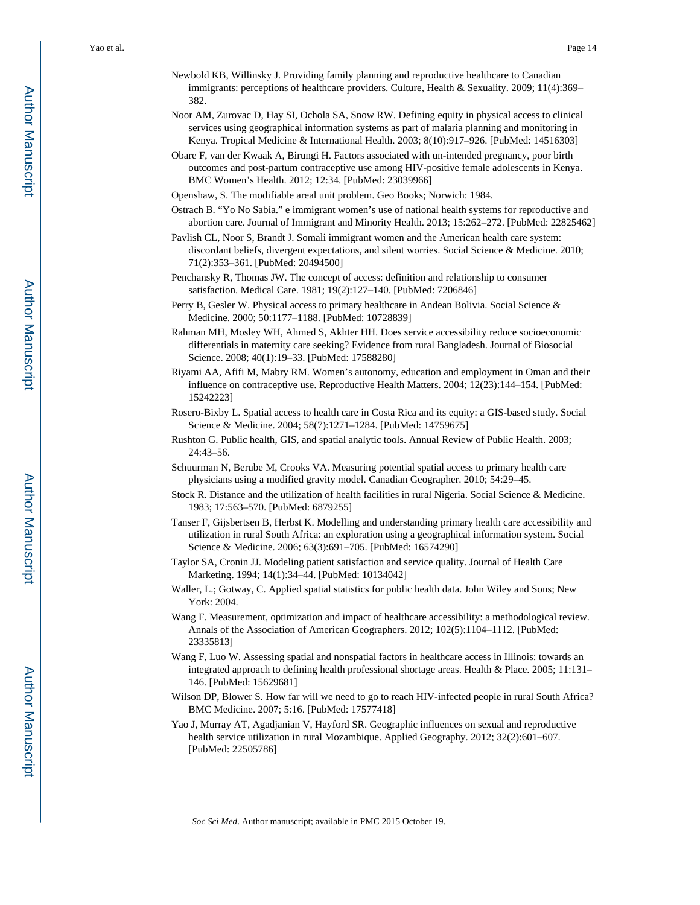Newbold KB, Willinsky J. Providing family planning and reproductive healthcare to Canadian immigrants: perceptions of healthcare providers. Culture, Health & Sexuality. 2009; 11(4):369–382.

Noor AM, Zurovac D, Hay SI, Ochola SA, Snow RW. Defining equity in physical access to clinical services using geographical information systems as part of malaria planning and monitoring in Kenya. Tropical Medicine & International Health. 2003; 8(10):917–926. [PubMed: 14516303]

Obare F, van der Kwaak A, Birungi H. Factors associated with un-intended pregnancy, poor birth outcomes and post-partum contraceptive use among HIV-positive female adolescents in Kenya. BMC Women's Health. 2012; 12:34. [PubMed: 23039966]

Openshaw, S. The modifiable areal unit problem. Geo Books; Norwich: 1984.

Ostrach B. "Yo No Sabía." e immigrant women's use of national health systems for reproductive and abortion care. Journal of Immigrant and Minority Health. 2013; 15:262–272. [PubMed: 22825462]

Pavlish CL, Noor S, Brandt J. Somali immigrant women and the American health care system: discordant beliefs, divergent expectations, and silent worries. Social Science & Medicine. 2010; 71(2):353–361. [PubMed: 20494500]

Penchansky R, Thomas JW. The concept of access: definition and relationship to consumer satisfaction. Medical Care. 1981; 19(2):127–140. [PubMed: 7206846]

Perry B, Gesler W. Physical access to primary healthcare in Andean Bolivia. Social Science & Medicine. 2000; 50:1177–1188. [PubMed: 10728839]

Rahman MH, Mosley WH, Ahmed S, Akhter HH. Does service accessibility reduce socioeconomic differentials in maternity care seeking? Evidence from rural Bangladesh. Journal of Biosocial Science. 2008; 40(1):19–33. [PubMed: 17588280]

Riyami AA, Afifi M, Mabry RM. Women's autonomy, education and employment in Oman and their influence on contraceptive use. Reproductive Health Matters. 2004; 12(23):144–154. [PubMed: 15242223]

Rosero-Bixby L. Spatial access to health care in Costa Rica and its equity: a GIS-based study. Social Science & Medicine. 2004; 58(7):1271–1284. [PubMed: 14759675]

Rushton G. Public health, GIS, and spatial analytic tools. Annual Review of Public Health. 2003; 24:43–56.

Schuurman N, Berube M, Crooks VA. Measuring potential spatial access to primary health care physicians using a modified gravity model. Canadian Geographer. 2010; 54:29–45.

Stock R. Distance and the utilization of health facilities in rural Nigeria. Social Science & Medicine. 1983; 17:563–570. [PubMed: 6879255]

Tanser F, Gijsbertsen B, Herbst K. Modelling and understanding primary health care accessibility and utilization in rural South Africa: an exploration using a geographical information system. Social Science & Medicine. 2006; 63(3):691–705. [PubMed: 16574290]

Taylor SA, Cronin JJ. Modeling patient satisfaction and service quality. Journal of Health Care Marketing. 1994; 14(1):34–44. [PubMed: 10134042]

Waller, L.; Gotway, C. Applied spatial statistics for public health data. John Wiley and Sons; New York: 2004.

Wang F. Measurement, optimization and impact of healthcare accessibility: a methodological review. Annals of the Association of American Geographers. 2012; 102(5):1104–1112. [PubMed: 23335813]

Wang F, Luo W. Assessing spatial and nonspatial factors in healthcare access in Illinois: towards an integrated approach to defining health professional shortage areas. Health & Place. 2005; 11:131–146. [PubMed: 15629681]

Wilson DP, Blower S. How far will we need to go to reach HIV-infected people in rural South Africa? BMC Medicine. 2007; 5:16. [PubMed: 17577418]

Yao J, Murray AT, Agadjanian V, Hayford SR. Geographic influences on sexual and reproductive health service utilization in rural Mozambique. Applied Geography. 2012; 32(2):601–607. [PubMed: 22505786]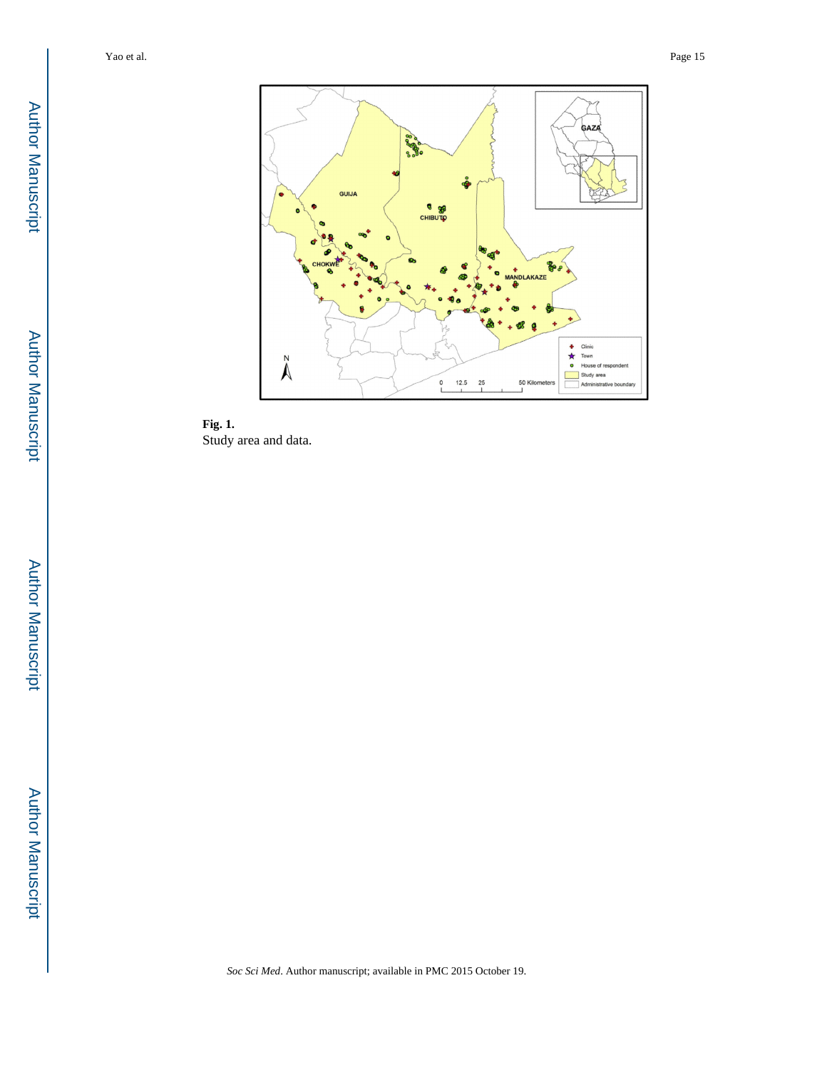**Fig. 1.**
Study area and data.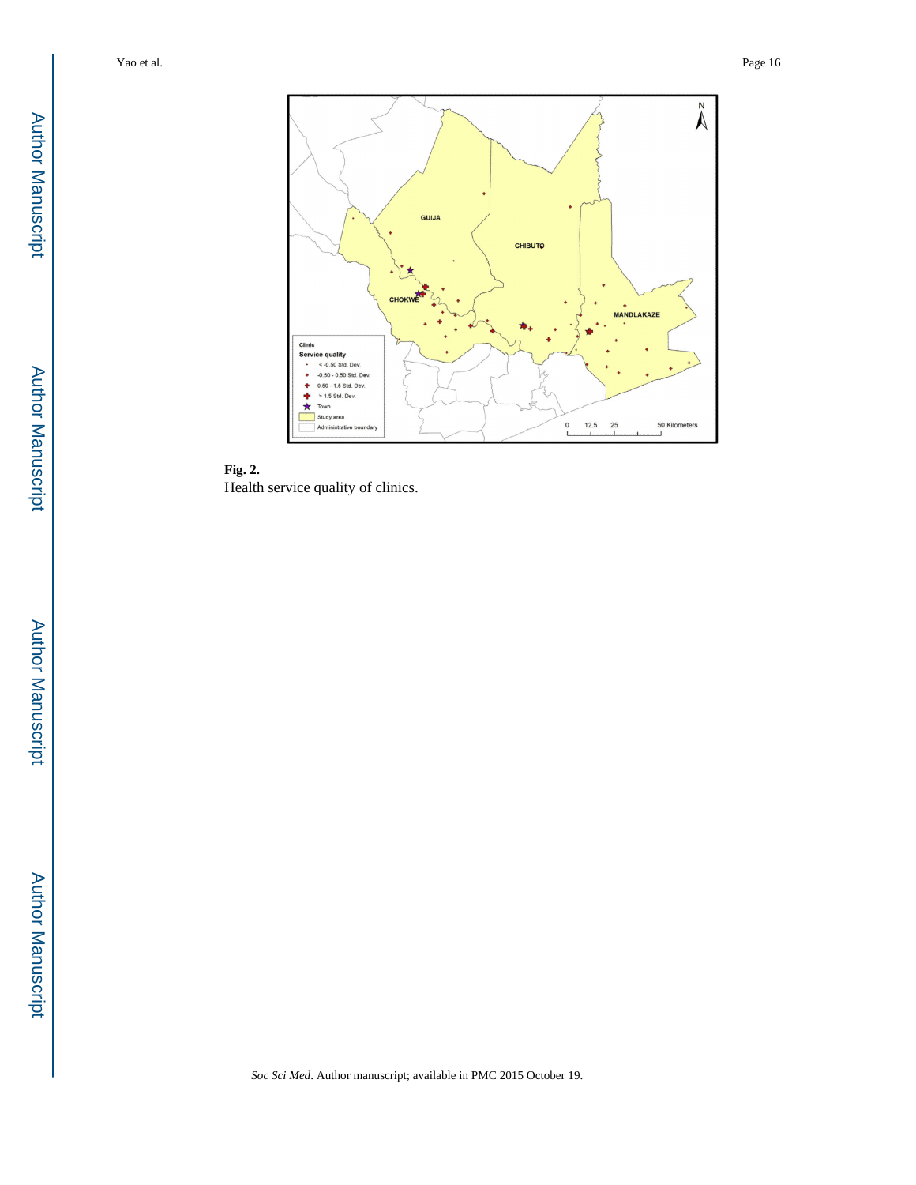**Fig. 2.**

Health service quality of clinics.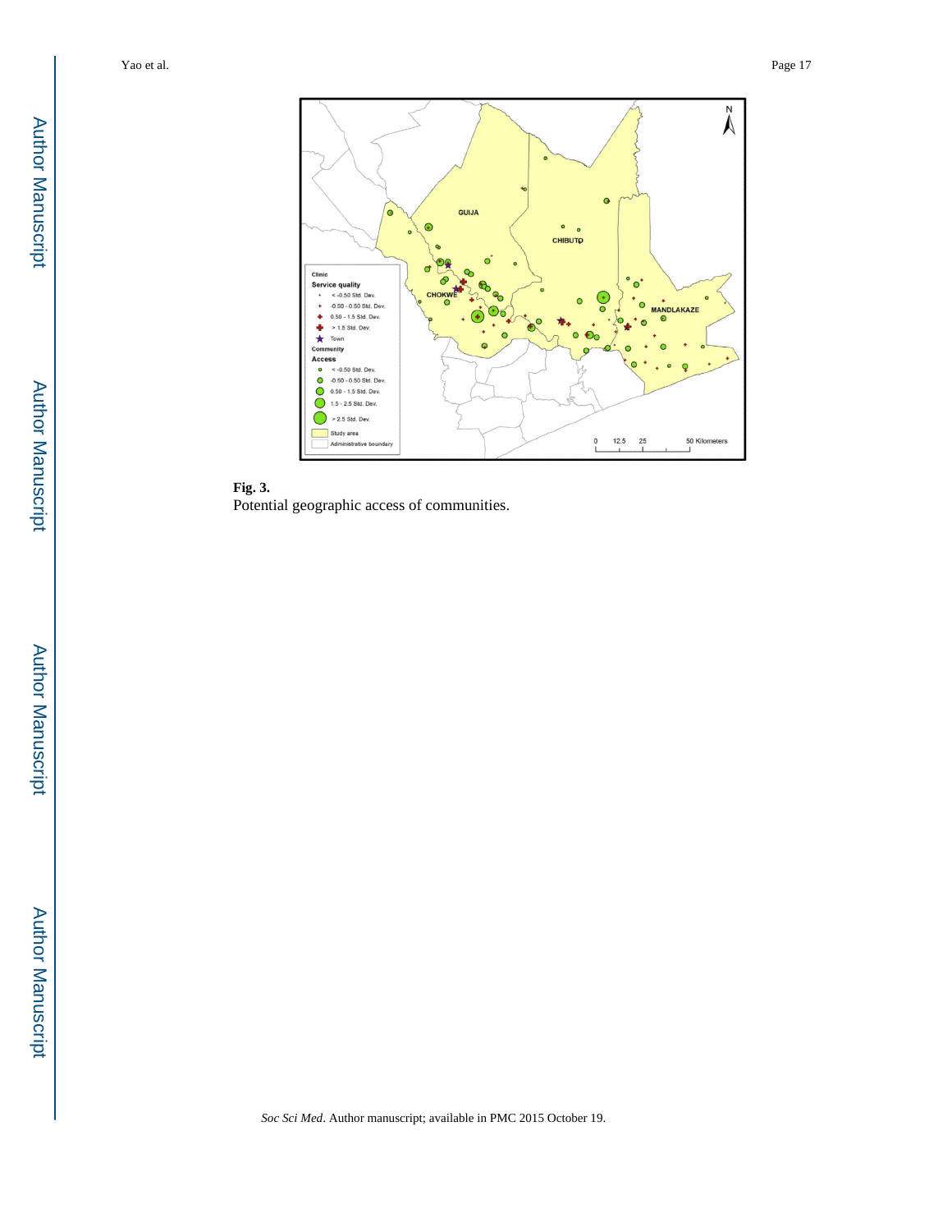**Fig. 3.**

Potential geographic access of communities.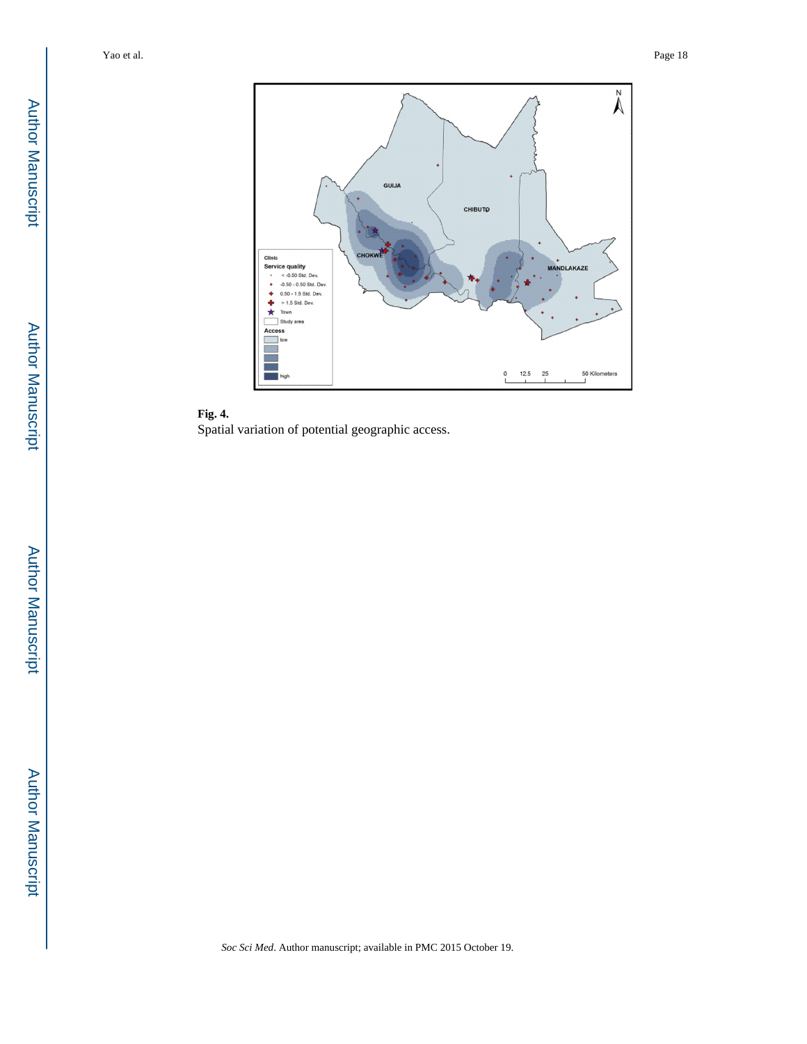**Fig. 4.**

Spatial variation of potential geographic access.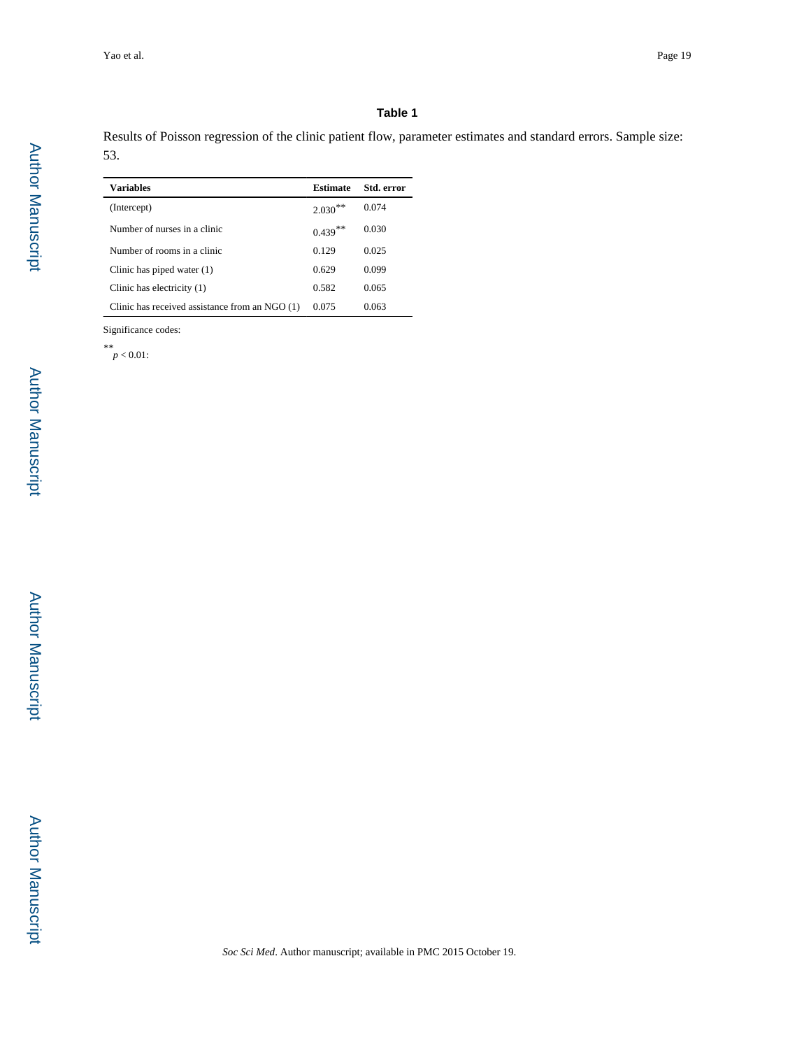**Table 1**

Results of Poisson regression of the clinic patient flow, parameter estimates and standard errors. Sample size: 53.

| Variables | Estimate | Std. error |
| --- | --- | --- |
| (Intercept) | 2.030** | 0.074 |
| Number of nurses in a clinic | 0.439** | 0.030 |
| Number of rooms in a clinic | 0.129 | 0.025 |
| Clinic has piped water (1) | 0.629 | 0.099 |
| Clinic has electricity (1) | 0.582 | 0.065 |
| Clinic has received assistance from an NGO (1) | 0.075 | 0.063 |

Significance codes:

** $p < 0.01$: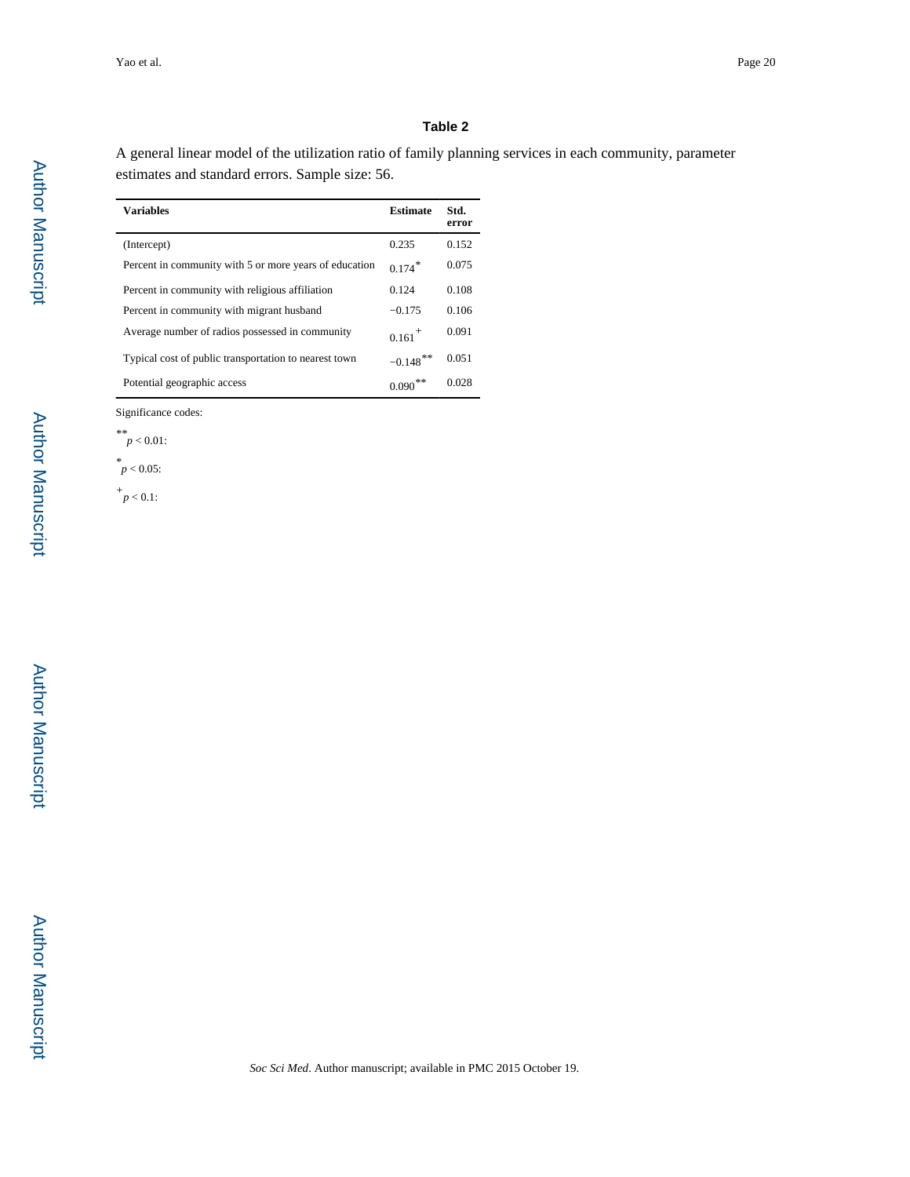### Table 2

A general linear model of the utilization ratio of family planning services in each community, parameter estimates and standard errors. Sample size: 56.

| Variables | Estimate | Std. error |
|---|---|---|
| (Intercept) | 0.235 | 0.152 |
| Percent in community with 5 or more years of education | 0.174* | 0.075 |
| Percent in community with religious affiliation | 0.124 | 0.108 |
| Percent in community with migrant husband | −0.175 | 0.106 |
| Average number of radios possessed in community | 0.161+ | 0.091 |
| Typical cost of public transportation to nearest town | −0.148** | 0.051 |
| Potential geographic access | 0.090** | 0.028 |

Significance codes:

** $p < 0.01$:

* $p < 0.05$:

+ $p < 0.1$: